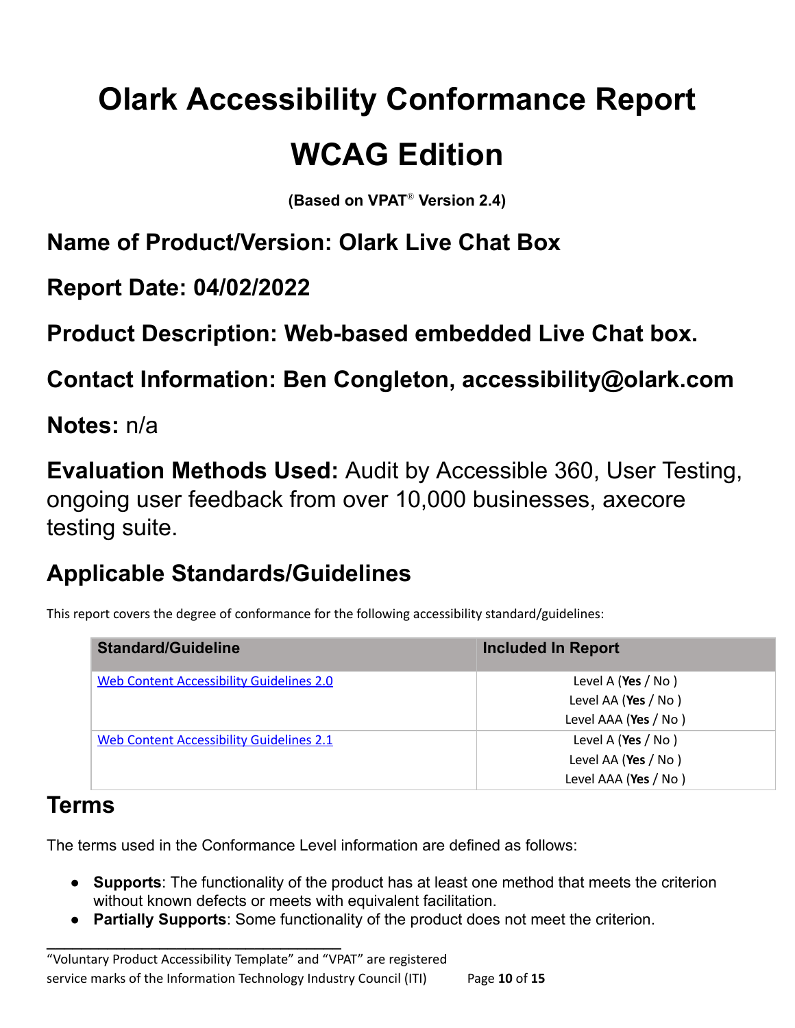# Olark Accessibility Conformance Report

# WCAG Edition

**(Based on VPAT® Version 2.4)**

## Name of Product/Version: Olark Live Chat Box

## Report Date: 04/02/2022

## Product Description: Web-based embedded Live Chat box.

## Contact Information: Ben Congleton, accessibility@olark.com

## Notes: n/a

## Evaluation Methods Used: Audit by Accessible 360, User Testing, ongoing user feedback from over 10,000 businesses, axecore testing suite.

## Applicable Standards/Guidelines

This report covers the degree of conformance for the following accessibility standard/guidelines:

| Standard/Guideline | Included In Report |
| --- | --- |
| [Web Content Accessibility Guidelines 2.0](https://www.w3.org/TR/2008/REC-WCAG20-20081211) | Level A (**Yes** / No )<br>Level AA (**Yes** / No )<br>Level AAA (**Yes** / No ) |
| [Web Content Accessibility Guidelines 2.1](https://www.w3.org/TR/WCAG21) | Level A (**Yes** / No )<br>Level AA (**Yes** / No )<br>Level AAA (**Yes** / No ) |

## Terms

The terms used in the Conformance Level information are defined as follows:

- **Supports**: The functionality of the product has at least one method that meets the criterion without known defects or meets with equivalent facilitation.
- **Partially Supports**: Some functionality of the product does not meet the criterion.

"Voluntary Product Accessibility Template" and "VPAT" are registered service marks of the Information Technology Industry Council (ITI)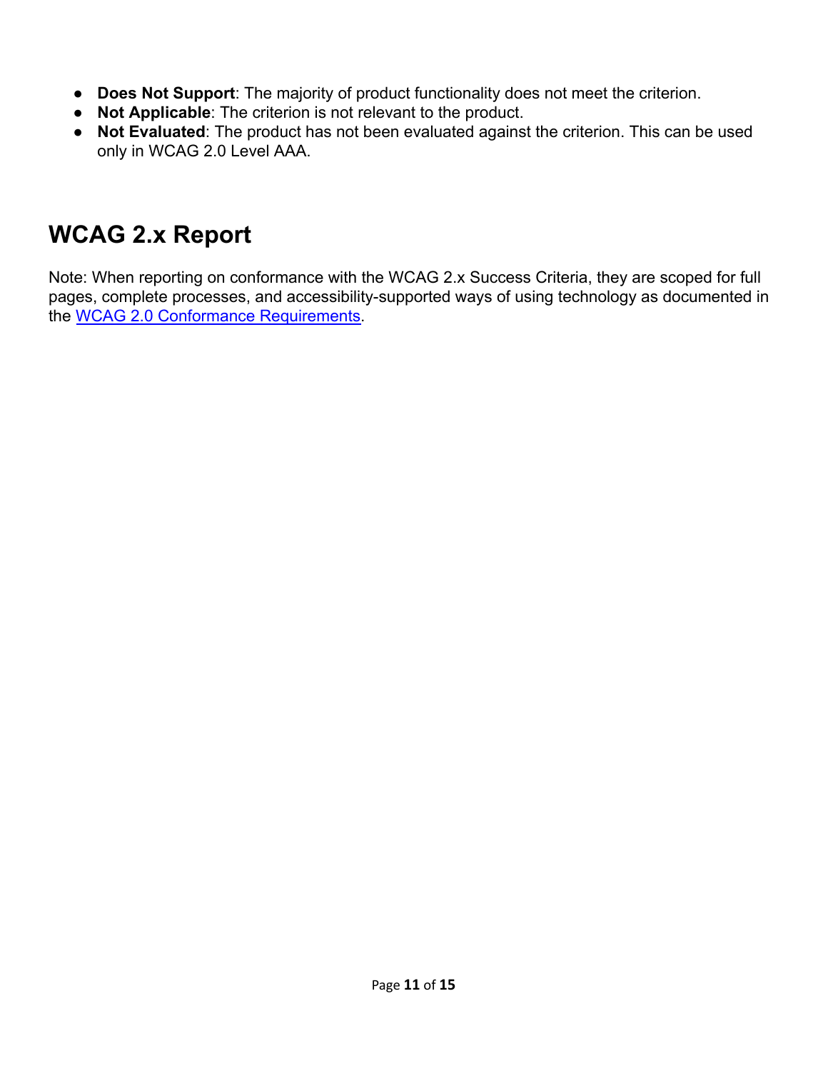- **Does Not Support**: The majority of product functionality does not meet the criterion.
- **Not Applicable**: The criterion is not relevant to the product.
- **Not Evaluated**: The product has not been evaluated against the criterion. This can be used only in WCAG 2.0 Level AAA.

## WCAG 2.x Report

Note: When reporting on conformance with the WCAG 2.x Success Criteria, they are scoped for full pages, complete processes, and accessibility-supported ways of using technology as documented in the WCAG 2.0 Conformance Requirements.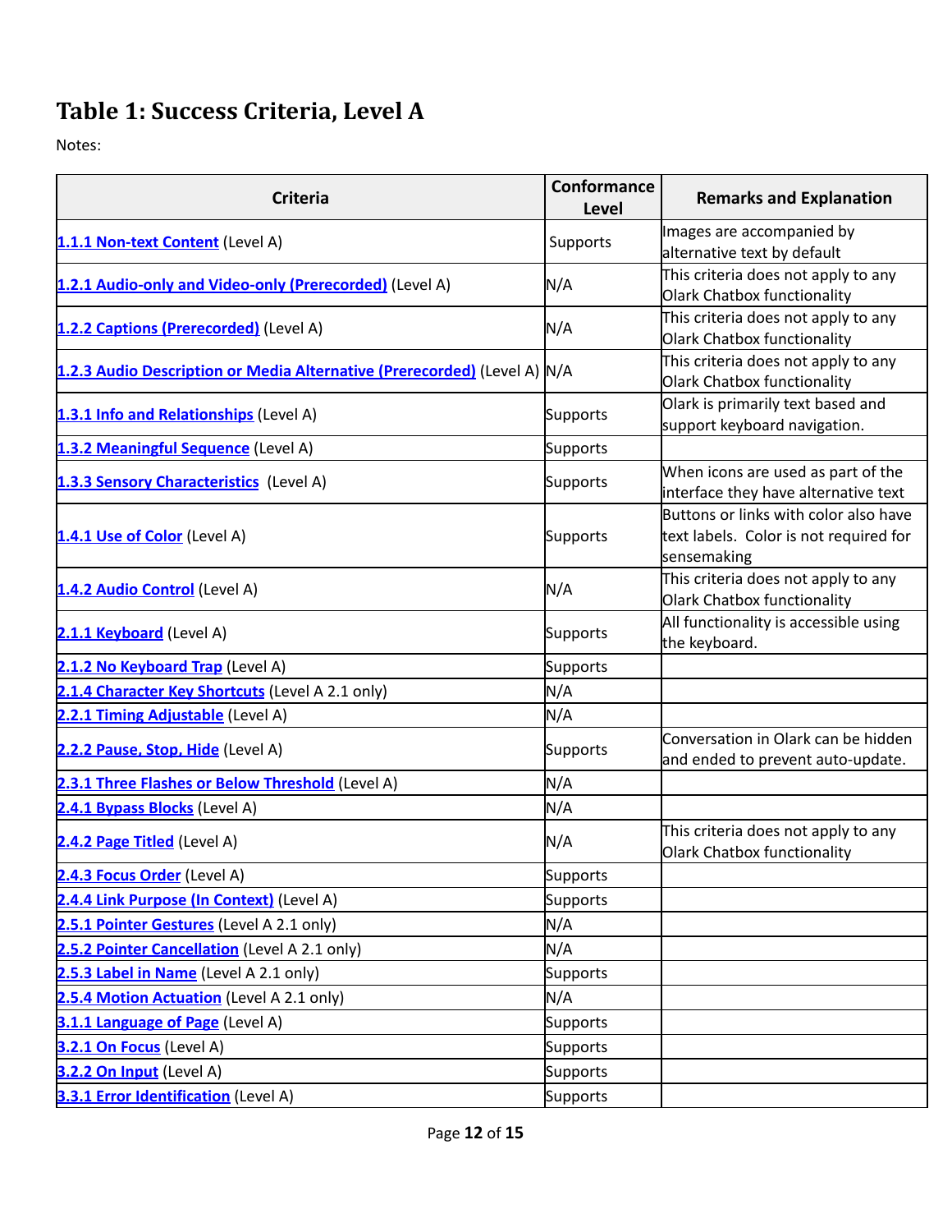# Table 1: Success Criteria, Level A

Notes:

| Criteria | Conformance Level | Remarks and Explanation |
|---|---|---|
| 1.1.1 Non-text Content (Level A) | Supports | Images are accompanied by alternative text by default |
| 1.2.1 Audio-only and Video-only (Prerecorded) (Level A) | N/A | This criteria does not apply to any Olark Chatbox functionality |
| 1.2.2 Captions (Prerecorded) (Level A) | N/A | This criteria does not apply to any Olark Chatbox functionality |
| 1.2.3 Audio Description or Media Alternative (Prerecorded) (Level A) | N/A | This criteria does not apply to any Olark Chatbox functionality |
| 1.3.1 Info and Relationships (Level A) | Supports | Olark is primarily text based and support keyboard navigation. |
| 1.3.2 Meaningful Sequence (Level A) | Supports | |
| 1.3.3 Sensory Characteristics (Level A) | Supports | When icons are used as part of the interface they have alternative text |
| 1.4.1 Use of Color (Level A) | Supports | Buttons or links with color also have text labels. Color is not required for sensemaking |
| 1.4.2 Audio Control (Level A) | N/A | This criteria does not apply to any Olark Chatbox functionality |
| 2.1.1 Keyboard (Level A) | Supports | All functionality is accessible using the keyboard. |
| 2.1.2 No Keyboard Trap (Level A) | Supports | |
| 2.1.4 Character Key Shortcuts (Level A 2.1 only) | N/A | |
| 2.2.1 Timing Adjustable (Level A) | N/A | |
| 2.2.2 Pause, Stop, Hide (Level A) | Supports | Conversation in Olark can be hidden and ended to prevent auto-update. |
| 2.3.1 Three Flashes or Below Threshold (Level A) | N/A | |
| 2.4.1 Bypass Blocks (Level A) | N/A | |
| 2.4.2 Page Titled (Level A) | N/A | This criteria does not apply to any Olark Chatbox functionality |
| 2.4.3 Focus Order (Level A) | Supports | |
| 2.4.4 Link Purpose (In Context) (Level A) | Supports | |
| 2.5.1 Pointer Gestures (Level A 2.1 only) | N/A | |
| 2.5.2 Pointer Cancellation (Level A 2.1 only) | N/A | |
| 2.5.3 Label in Name (Level A 2.1 only) | Supports | |
| 2.5.4 Motion Actuation (Level A 2.1 only) | N/A | |
| 3.1.1 Language of Page (Level A) | Supports | |
| 3.2.1 On Focus (Level A) | Supports | |
| 3.2.2 On Input (Level A) | Supports | |
| 3.3.1 Error Identification (Level A) | Supports | |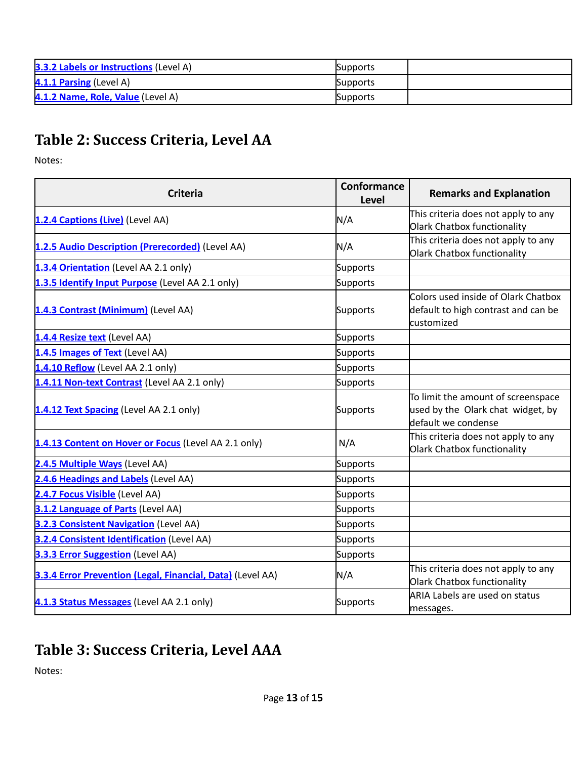| | | |
|---|---|---|
| 3.3.2 Labels or Instructions (Level A) | Supports | |
| 4.1.1 Parsing (Level A) | Supports | |
| 4.1.2 Name, Role, Value (Level A) | Supports | |

## Table 2: Success Criteria, Level AA

Notes:

| Criteria | Conformance Level | Remarks and Explanation |
|---|---|---|
| 1.2.4 Captions (Live) (Level AA) | N/A | This criteria does not apply to any Olark Chatbox functionality |
| 1.2.5 Audio Description (Prerecorded) (Level AA) | N/A | This criteria does not apply to any Olark Chatbox functionality |
| 1.3.4 Orientation (Level AA 2.1 only) | Supports | |
| 1.3.5 Identify Input Purpose (Level AA 2.1 only) | Supports | |
| 1.4.3 Contrast (Minimum) (Level AA) | Supports | Colors used inside of Olark Chatbox default to high contrast and can be customized |
| 1.4.4 Resize text (Level AA) | Supports | |
| 1.4.5 Images of Text (Level AA) | Supports | |
| 1.4.10 Reflow (Level AA 2.1 only) | Supports | |
| 1.4.11 Non-text Contrast (Level AA 2.1 only) | Supports | |
| 1.4.12 Text Spacing (Level AA 2.1 only) | Supports | To limit the amount of screenspace used by the Olark chat widget, by default we condense |
| 1.4.13 Content on Hover or Focus (Level AA 2.1 only) | N/A | This criteria does not apply to any Olark Chatbox functionality |
| 2.4.5 Multiple Ways (Level AA) | Supports | |
| 2.4.6 Headings and Labels (Level AA) | Supports | |
| 2.4.7 Focus Visible (Level AA) | Supports | |
| 3.1.2 Language of Parts (Level AA) | Supports | |
| 3.2.3 Consistent Navigation (Level AA) | Supports | |
| 3.2.4 Consistent Identification (Level AA) | Supports | |
| 3.3.3 Error Suggestion (Level AA) | Supports | |
| 3.3.4 Error Prevention (Legal, Financial, Data) (Level AA) | N/A | This criteria does not apply to any Olark Chatbox functionality |
| 4.1.3 Status Messages (Level AA 2.1 only) | Supports | ARIA Labels are used on status messages. |

## Table 3: Success Criteria, Level AAA

Notes: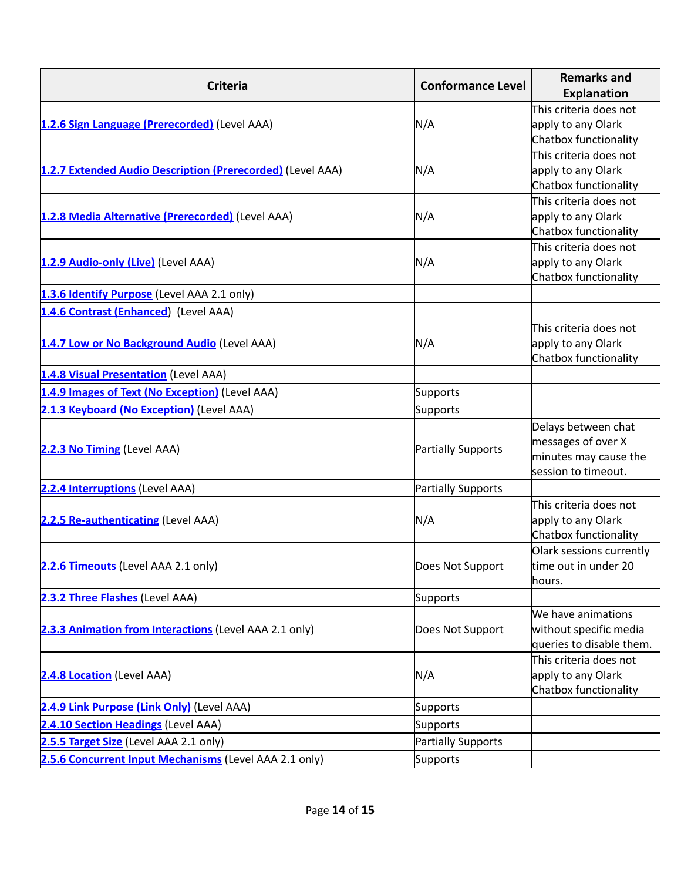| Criteria | Conformance Level | Remarks and Explanation |
|---|---|---|
| [1.2.6 Sign Language (Prerecorded)] (Level AAA) | N/A | This criteria does not apply to any Olark Chatbox functionality |
| [1.2.7 Extended Audio Description (Prerecorded)] (Level AAA) | N/A | This criteria does not apply to any Olark Chatbox functionality |
| [1.2.8 Media Alternative (Prerecorded)] (Level AAA) | N/A | This criteria does not apply to any Olark Chatbox functionality |
| [1.2.9 Audio-only (Live)] (Level AAA) | N/A | This criteria does not apply to any Olark Chatbox functionality |
| [1.3.6 Identify Purpose] (Level AAA 2.1 only) | | |
| [1.4.6 Contrast (Enhanced)] (Level AAA) | | |
| [1.4.7 Low or No Background Audio] (Level AAA) | N/A | This criteria does not apply to any Olark Chatbox functionality |
| [1.4.8 Visual Presentation] (Level AAA) | | |
| [1.4.9 Images of Text (No Exception)] (Level AAA) | Supports | |
| [2.1.3 Keyboard (No Exception)] (Level AAA) | Supports | |
| [2.2.3 No Timing] (Level AAA) | Partially Supports | Delays between chat messages of over X minutes may cause the session to timeout. |
| [2.2.4 Interruptions] (Level AAA) | Partially Supports | |
| [2.2.5 Re-authenticating] (Level AAA) | N/A | This criteria does not apply to any Olark Chatbox functionality |
| [2.2.6 Timeouts] (Level AAA 2.1 only) | Does Not Support | Olark sessions currently time out in under 20 hours. |
| [2.3.2 Three Flashes] (Level AAA) | Supports | |
| [2.3.3 Animation from Interactions] (Level AAA 2.1 only) | Does Not Support | We have animations without specific media queries to disable them. |
| [2.4.8 Location] (Level AAA) | N/A | This criteria does not apply to any Olark Chatbox functionality |
| [2.4.9 Link Purpose (Link Only)] (Level AAA) | Supports | |
| [2.4.10 Section Headings] (Level AAA) | Supports | |
| [2.5.5 Target Size] (Level AAA 2.1 only) | Partially Supports | |
| [2.5.6 Concurrent Input Mechanisms] (Level AAA 2.1 only) | Supports | |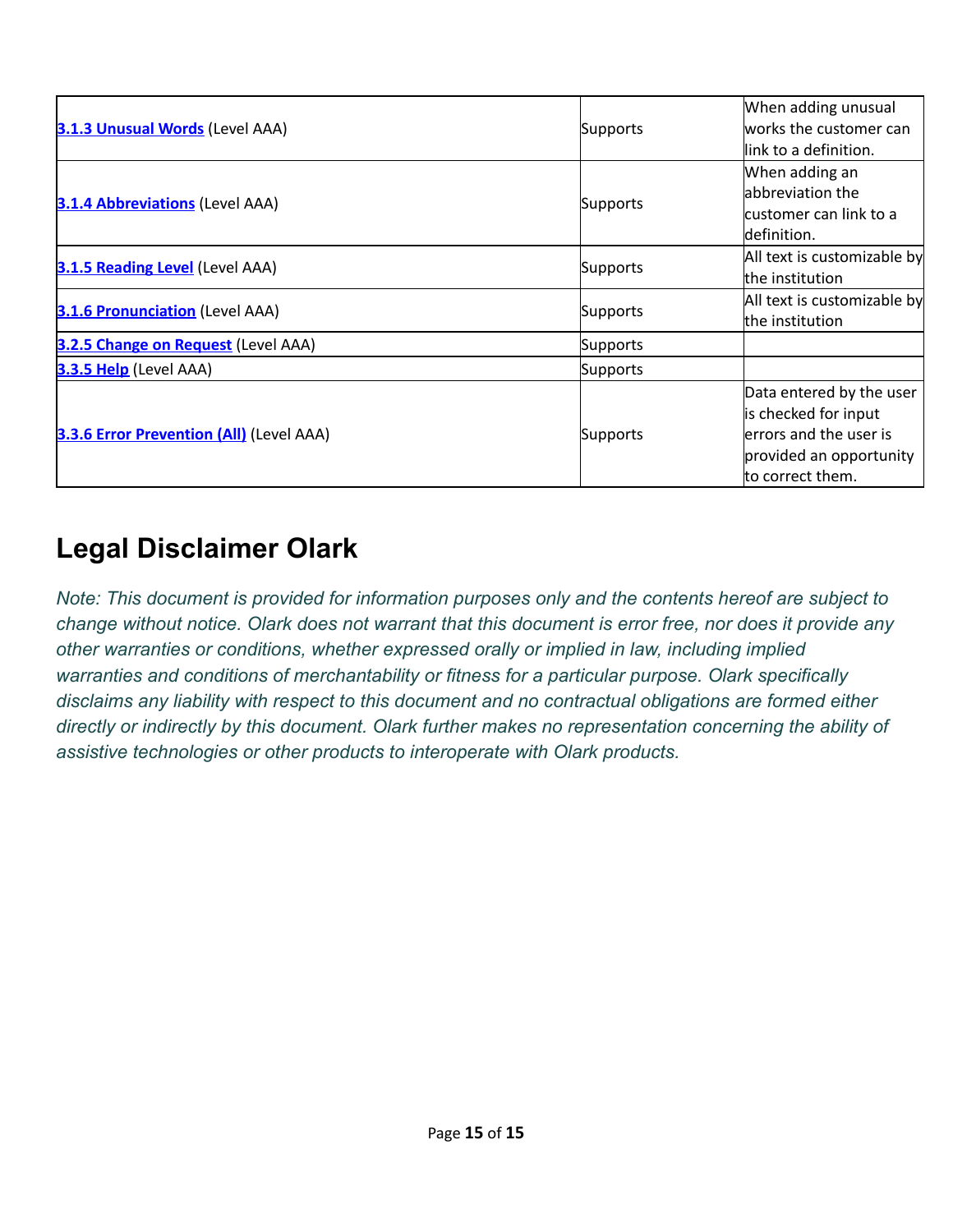| | | |
|---|---|---|
| **3.1.3 Unusual Words** (Level AAA) | Supports | When adding unusual works the customer can link to a definition. |
| **3.1.4 Abbreviations** (Level AAA) | Supports | When adding an abbreviation the customer can link to a definition. |
| **3.1.5 Reading Level** (Level AAA) | Supports | All text is customizable by the institution |
| **3.1.6 Pronunciation** (Level AAA) | Supports | All text is customizable by the institution |
| **3.2.5 Change on Request** (Level AAA) | Supports | |
| **3.3.5 Help** (Level AAA) | Supports | |
| **3.3.6 Error Prevention (All)** (Level AAA) | Supports | Data entered by the user is checked for input errors and the user is provided an opportunity to correct them. |

## Legal Disclaimer Olark

*Note: This document is provided for information purposes only and the contents hereof are subject to change without notice. Olark does not warrant that this document is error free, nor does it provide any other warranties or conditions, whether expressed orally or implied in law, including implied warranties and conditions of merchantability or fitness for a particular purpose. Olark specifically disclaims any liability with respect to this document and no contractual obligations are formed either directly or indirectly by this document. Olark further makes no representation concerning the ability of assistive technologies or other products to interoperate with Olark products.*